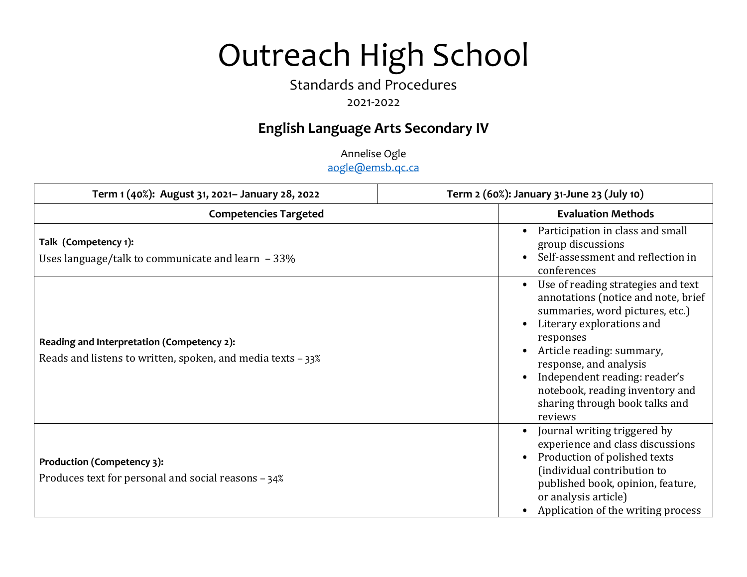# Outreach High School

Standards and Procedures

2021-2022

## English Language Arts Secondary IV

Annelise Ogle

aogle@emsb.qc.ca

| Term 1 (40%): August 31, 2021– January 28, 2022 | Term 2 (60%): January 31-June 23 (July 10) |
|---|---|
| **Competencies Targeted** | **Evaluation Methods** |
| **Talk (Competency 1):** Uses language/talk to communicate and learn – 33% | • Participation in class and small group discussions<br>• Self-assessment and reflection in conferences |
| **Reading and Interpretation (Competency 2):** Reads and listens to written, spoken, and media texts – 33% | • Use of reading strategies and text annotations (notice and note, brief summaries, word pictures, etc.)<br>• Literary explorations and responses<br>• Article reading: summary, response, and analysis<br>• Independent reading: reader's notebook, reading inventory and sharing through book talks and reviews |
| **Production (Competency 3):** Produces text for personal and social reasons – 34% | • Journal writing triggered by experience and class discussions<br>• Production of polished texts (individual contribution to published book, opinion, feature, or analysis article)<br>• Application of the writing process |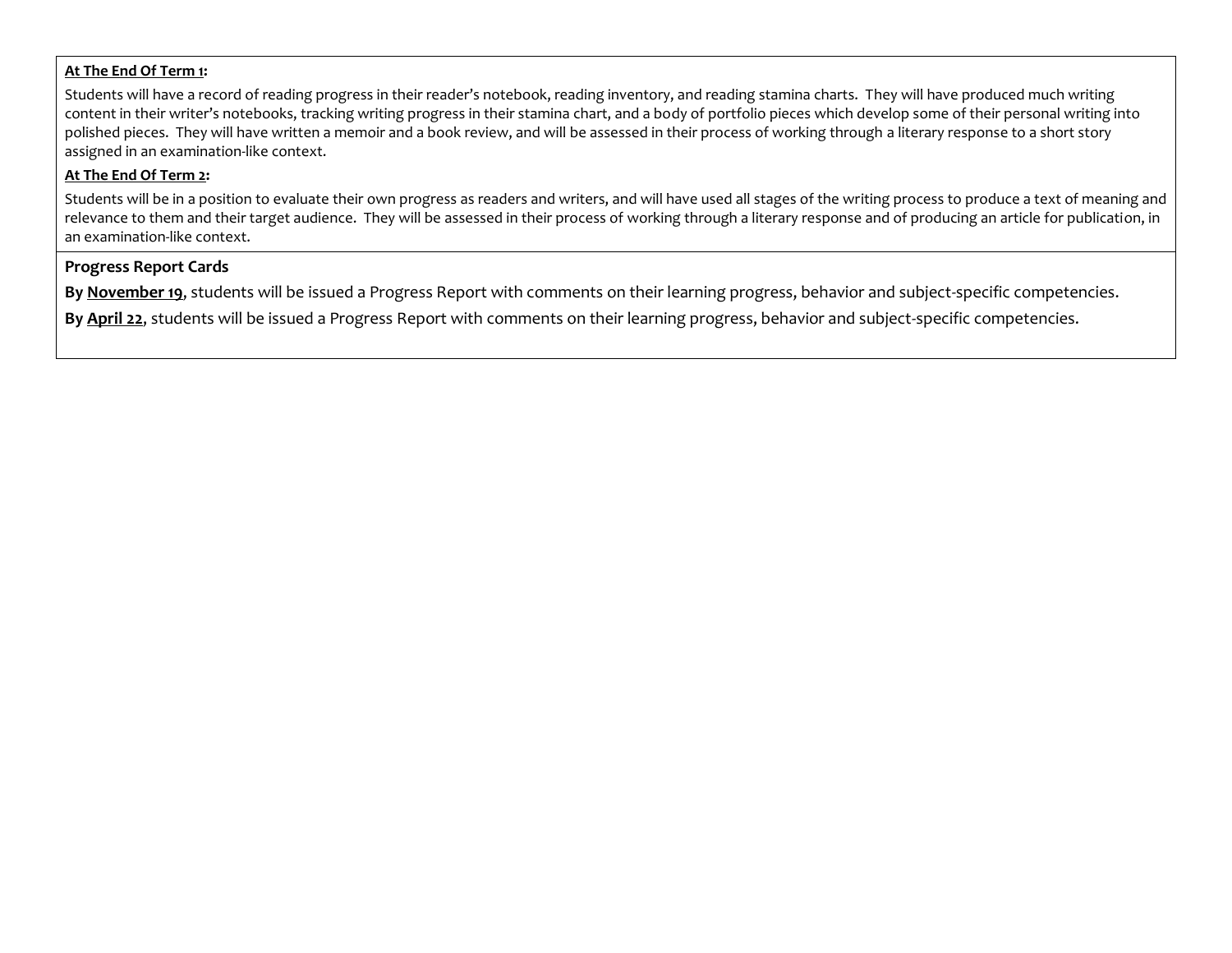**At The End Of Term 1:**

Students will have a record of reading progress in their reader's notebook, reading inventory, and reading stamina charts. They will have produced much writing content in their writer's notebooks, tracking writing progress in their stamina chart, and a body of portfolio pieces which develop some of their personal writing into polished pieces. They will have written a memoir and a book review, and will be assessed in their process of working through a literary response to a short story assigned in an examination-like context.

**At The End Of Term 2:**

Students will be in a position to evaluate their own progress as readers and writers, and will have used all stages of the writing process to produce a text of meaning and relevance to them and their target audience. They will be assessed in their process of working through a literary response and of producing an article for publication, in an examination-like context.

**Progress Report Cards**

**By November 19**, students will be issued a Progress Report with comments on their learning progress, behavior and subject-specific competencies.

**By April 22**, students will be issued a Progress Report with comments on their learning progress, behavior and subject-specific competencies.